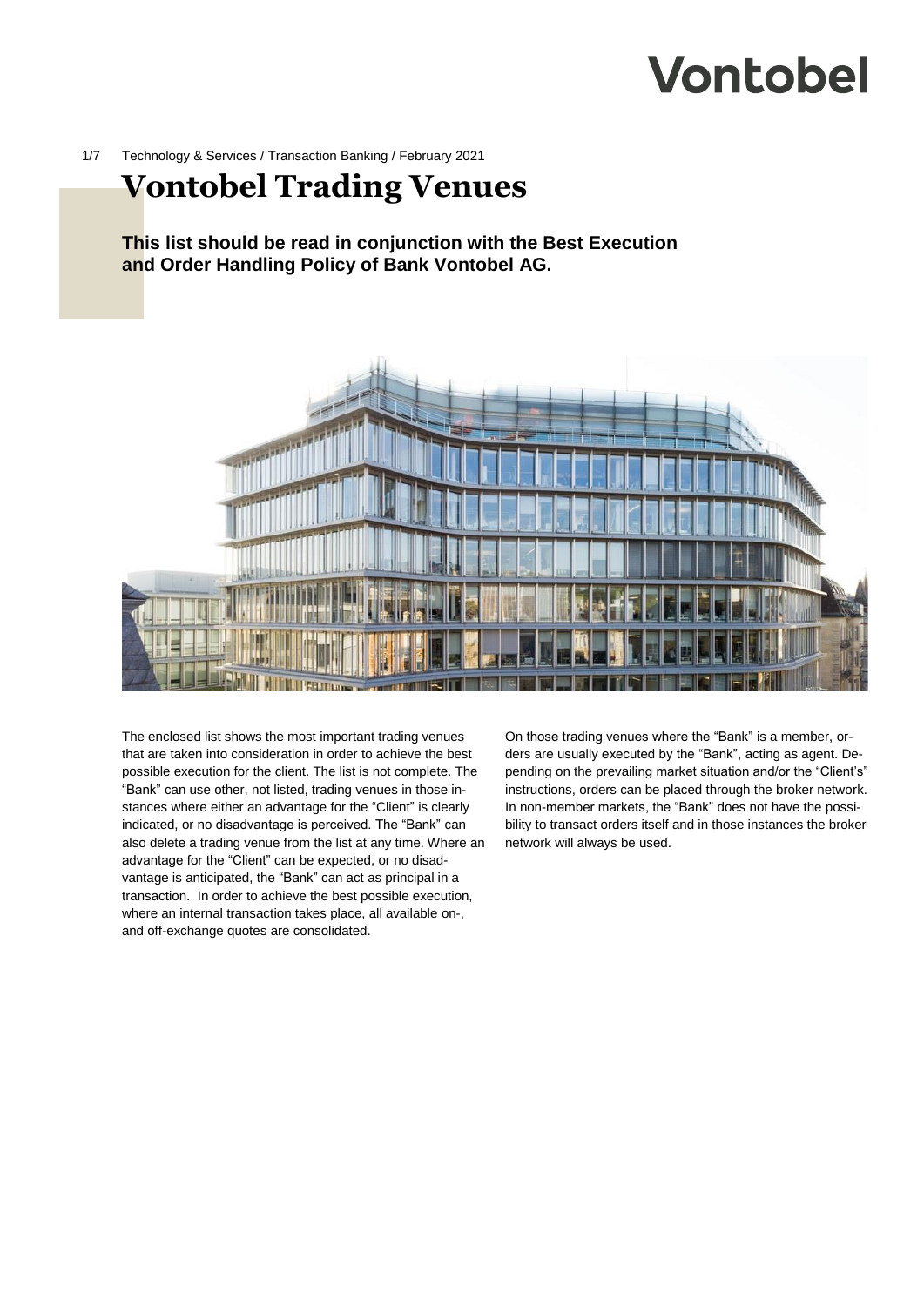Technology & Services / Transaction Banking / February 2021

# Vontobel Trading Venues

**This list should be read in conjunction with the Best Execution and Order Handling Policy of Bank Vontobel AG.**

The enclosed list shows the most important trading venues that are taken into consideration in order to achieve the best possible execution for the client. The list is not complete. The "Bank" can use other, not listed, trading venues in those instances where either an advantage for the "Client" is clearly indicated, or no disadvantage is perceived. The "Bank" can also delete a trading venue from the list at any time. Where an advantage for the "Client" can be expected, or no disadvantage is anticipated, the "Bank" can act as principal in a transaction. In order to achieve the best possible execution, where an internal transaction takes place, all available on-, and off-exchange quotes are consolidated.

On those trading venues where the "Bank" is a member, orders are usually executed by the "Bank", acting as agent. Depending on the prevailing market situation and/or the "Client's" instructions, orders can be placed through the broker network. In non-member markets, the "Bank" does not have the possibility to transact orders itself and in those instances the broker network will always be used.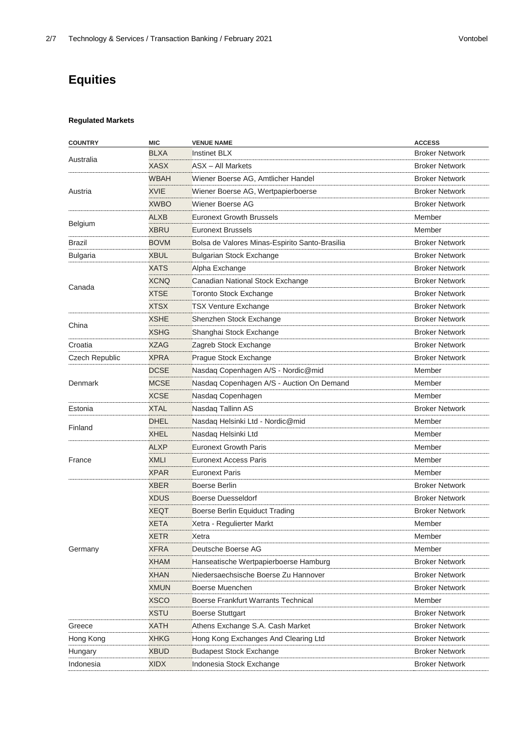# Equities

### Regulated Markets

| COUNTRY | MIC | VENUE NAME | ACCESS |
|---|---|---|---|
| Australia | BLXA | Instinet BLX | Broker Network |
| | XASX | ASX – All Markets | Broker Network |
| Austria | WBAH | Wiener Boerse AG, Amtlicher Handel | Broker Network |
| | XVIE | Wiener Boerse AG, Wertpapierboerse | Broker Network |
| | XWBO | Wiener Boerse AG | Broker Network |
| Belgium | ALXB | Euronext Growth Brussels | Member |
| | XBRU | Euronext Brussels | Member |
| Brazil | BOVM | Bolsa de Valores Minas-Espirito Santo-Brasilia | Broker Network |
| Bulgaria | XBUL | Bulgarian Stock Exchange | Broker Network |
| Canada | XATS | Alpha Exchange | Broker Network |
| | XCNQ | Canadian National Stock Exchange | Broker Network |
| | XTSE | Toronto Stock Exchange | Broker Network |
| | XTSX | TSX Venture Exchange | Broker Network |
| China | XSHE | Shenzhen Stock Exchange | Broker Network |
| | XSHG | Shanghai Stock Exchange | Broker Network |
| Croatia | XZAG | Zagreb Stock Exchange | Broker Network |
| Czech Republic | XPRA | Prague Stock Exchange | Broker Network |
| Denmark | DCSE | Nasdaq Copenhagen A/S - Nordic@mid | Member |
| | MCSE | Nasdaq Copenhagen A/S - Auction On Demand | Member |
| | XCSE | Nasdaq Copenhagen | Member |
| Estonia | XTAL | Nasdaq Tallinn AS | Broker Network |
| Finland | DHEL | Nasdaq Helsinki Ltd - Nordic@mid | Member |
| | XHEL | Nasdaq Helsinki Ltd | Member |
| France | ALXP | Euronext Growth Paris | Member |
| | XMLI | Euronext Access Paris | Member |
| | XPAR | Euronext Paris | Member |
| Germany | XBER | Boerse Berlin | Broker Network |
| | XDUS | Boerse Duesseldorf | Broker Network |
| | XEQT | Boerse Berlin Equiduct Trading | Broker Network |
| | XETA | Xetra - Regulierter Markt | Member |
| | XETR | Xetra | Member |
| | XFRA | Deutsche Boerse AG | Member |
| | XHAM | Hanseatische Wertpapierboerse Hamburg | Broker Network |
| | XHAN | Niedersaechsische Boerse Zu Hannover | Broker Network |
| | XMUN | Boerse Muenchen | Broker Network |
| | XSCO | Boerse Frankfurt Warrants Technical | Member |
| | XSTU | Boerse Stuttgart | Broker Network |
| Greece | XATH | Athens Exchange S.A. Cash Market | Broker Network |
| Hong Kong | XHKG | Hong Kong Exchanges And Clearing Ltd | Broker Network |
| Hungary | XBUD | Budapest Stock Exchange | Broker Network |
| Indonesia | XIDX | Indonesia Stock Exchange | Broker Network |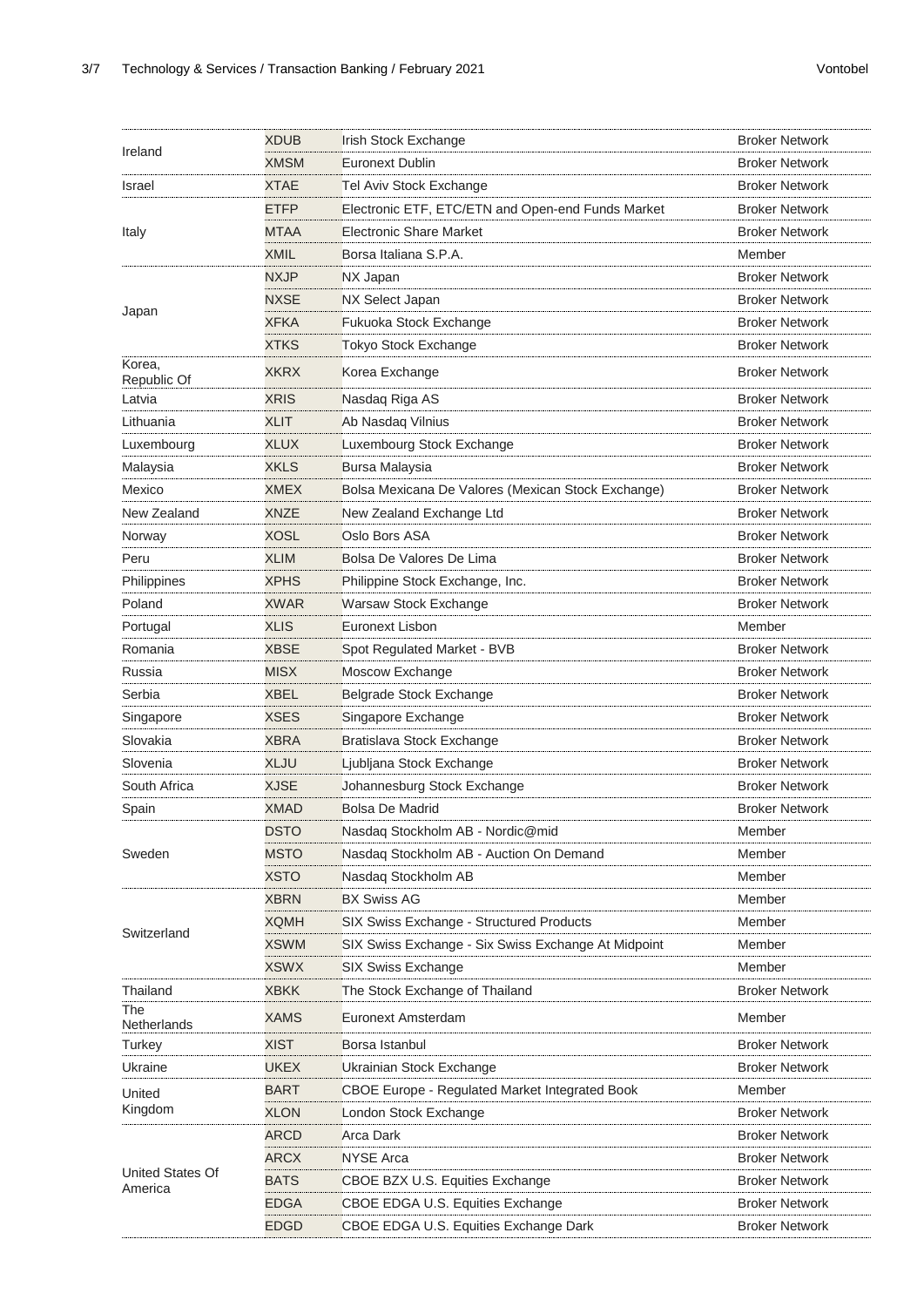| | | | |
|---|---|---|---|
| Ireland | XDUB | Irish Stock Exchange | Broker Network |
| | XMSM | Euronext Dublin | Broker Network |
| Israel | XTAE | Tel Aviv Stock Exchange | Broker Network |
| Italy | ETFP | Electronic ETF, ETC/ETN and Open-end Funds Market | Broker Network |
| | MTAA | Electronic Share Market | Broker Network |
| | XMIL | Borsa Italiana S.P.A. | Member |
| Japan | NXJP | NX Japan | Broker Network |
| | NXSE | NX Select Japan | Broker Network |
| | XFKA | Fukuoka Stock Exchange | Broker Network |
| | XTKS | Tokyo Stock Exchange | Broker Network |
| Korea, Republic Of | XKRX | Korea Exchange | Broker Network |
| Latvia | XRIS | Nasdaq Riga AS | Broker Network |
| Lithuania | XLIT | Ab Nasdaq Vilnius | Broker Network |
| Luxembourg | XLUX | Luxembourg Stock Exchange | Broker Network |
| Malaysia | XKLS | Bursa Malaysia | Broker Network |
| Mexico | XMEX | Bolsa Mexicana De Valores (Mexican Stock Exchange) | Broker Network |
| New Zealand | XNZE | New Zealand Exchange Ltd | Broker Network |
| Norway | XOSL | Oslo Bors ASA | Broker Network |
| Peru | XLIM | Bolsa De Valores De Lima | Broker Network |
| Philippines | XPHS | Philippine Stock Exchange, Inc. | Broker Network |
| Poland | XWAR | Warsaw Stock Exchange | Broker Network |
| Portugal | XLIS | Euronext Lisbon | Member |
| Romania | XBSE | Spot Regulated Market - BVB | Broker Network |
| Russia | MISX | Moscow Exchange | Broker Network |
| Serbia | XBEL | Belgrade Stock Exchange | Broker Network |
| Singapore | XSES | Singapore Exchange | Broker Network |
| Slovakia | XBRA | Bratislava Stock Exchange | Broker Network |
| Slovenia | XLJU | Ljubljana Stock Exchange | Broker Network |
| South Africa | XJSE | Johannesburg Stock Exchange | Broker Network |
| Spain | XMAD | Bolsa De Madrid | Broker Network |
| Sweden | DSTO | Nasdaq Stockholm AB - Nordic@mid | Member |
| | MSTO | Nasdaq Stockholm AB - Auction On Demand | Member |
| | XSTO | Nasdaq Stockholm AB | Member |
| Switzerland | XBRN | BX Swiss AG | Member |
| | XQMH | SIX Swiss Exchange - Structured Products | Member |
| | XSWM | SIX Swiss Exchange - Six Swiss Exchange At Midpoint | Member |
| | XSWX | SIX Swiss Exchange | Member |
| Thailand | XBKK | The Stock Exchange of Thailand | Broker Network |
| The Netherlands | XAMS | Euronext Amsterdam | Member |
| Turkey | XIST | Borsa Istanbul | Broker Network |
| Ukraine | UKEX | Ukrainian Stock Exchange | Broker Network |
| United Kingdom | BART | CBOE Europe - Regulated Market Integrated Book | Member |
| | XLON | London Stock Exchange | Broker Network |
| United States Of America | ARCD | Arca Dark | Broker Network |
| | ARCX | NYSE Arca | Broker Network |
| | BATS | CBOE BZX U.S. Equities Exchange | Broker Network |
| | EDGA | CBOE EDGA U.S. Equities Exchange | Broker Network |
| | EDGD | CBOE EDGA U.S. Equities Exchange Dark | Broker Network |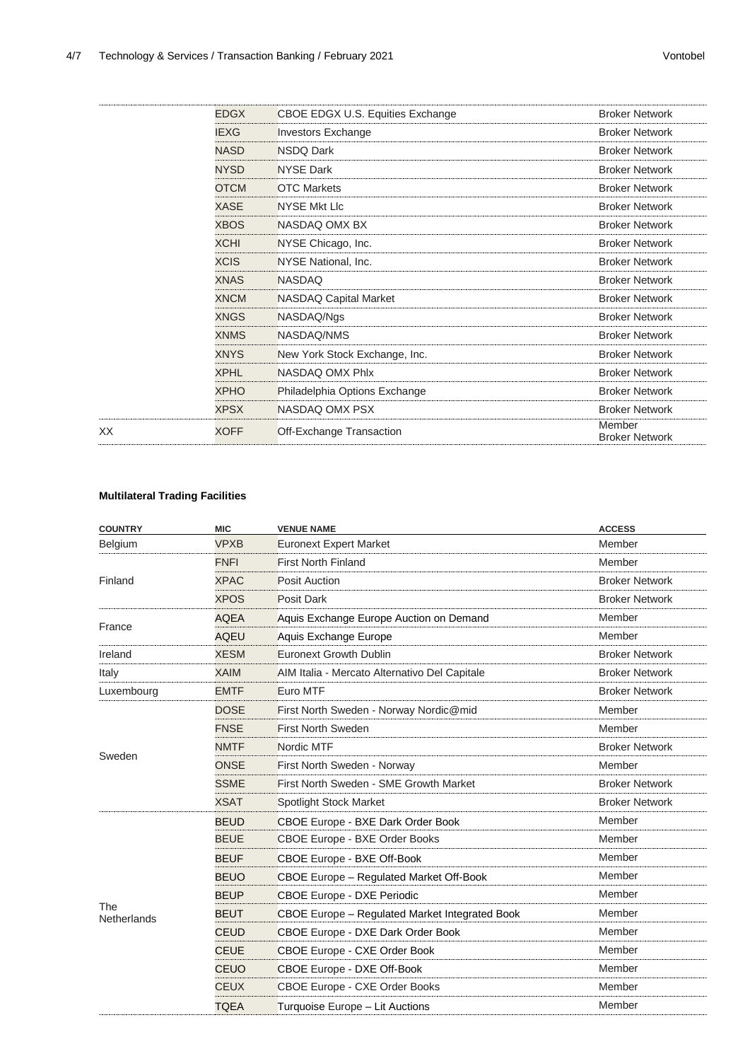| | | | |
|---|---|---|---|
| | EDGX | CBOE EDGX U.S. Equities Exchange | Broker Network |
| | IEXG | Investors Exchange | Broker Network |
| | NASD | NSDQ Dark | Broker Network |
| | NYSD | NYSE Dark | Broker Network |
| | OTCM | OTC Markets | Broker Network |
| | XASE | NYSE Mkt Llc | Broker Network |
| | XBOS | NASDAQ OMX BX | Broker Network |
| | XCHI | NYSE Chicago, Inc. | Broker Network |
| | XCIS | NYSE National, Inc. | Broker Network |
| | XNAS | NASDAQ | Broker Network |
| | XNCM | NASDAQ Capital Market | Broker Network |
| | XNGS | NASDAQ/Ngs | Broker Network |
| | XNMS | NASDAQ/NMS | Broker Network |
| | XNYS | New York Stock Exchange, Inc. | Broker Network |
| | XPHL | NASDAQ OMX Phlx | Broker Network |
| | XPHO | Philadelphia Options Exchange | Broker Network |
| | XPSX | NASDAQ OMX PSX | Broker Network |
| XX | XOFF | Off-Exchange Transaction | Member Broker Network |

**Multilateral Trading Facilities**

| COUNTRY | MIC | VENUE NAME | ACCESS |
|---|---|---|---|
| Belgium | VPXB | Euronext Expert Market | Member |
| Finland | FNFI | First North Finland | Member |
| | XPAC | Posit Auction | Broker Network |
| | XPOS | Posit Dark | Broker Network |
| France | AQEA | Aquis Exchange Europe Auction on Demand | Member |
| | AQEU | Aquis Exchange Europe | Member |
| Ireland | XESM | Euronext Growth Dublin | Broker Network |
| Italy | XAIM | AIM Italia - Mercato Alternativo Del Capitale | Broker Network |
| Luxembourg | EMTF | Euro MTF | Broker Network |
| Sweden | DOSE | First North Sweden - Norway Nordic@mid | Member |
| | FNSE | First North Sweden | Member |
| | NMTF | Nordic MTF | Broker Network |
| | ONSE | First North Sweden - Norway | Member |
| | SSME | First North Sweden - SME Growth Market | Broker Network |
| | XSAT | Spotlight Stock Market | Broker Network |
| The Netherlands | BEUD | CBOE Europe - BXE Dark Order Book | Member |
| | BEUE | CBOE Europe - BXE Order Books | Member |
| | BEUF | CBOE Europe - BXE Off-Book | Member |
| | BEUO | CBOE Europe – Regulated Market Off-Book | Member |
| | BEUP | CBOE Europe - DXE Periodic | Member |
| | BEUT | CBOE Europe – Regulated Market Integrated Book | Member |
| | CEUD | CBOE Europe - DXE Dark Order Book | Member |
| | CEUE | CBOE Europe - CXE Order Book | Member |
| | CEUO | CBOE Europe - DXE Off-Book | Member |
| | CEUX | CBOE Europe - CXE Order Books | Member |
| | TQEA | Turquoise Europe – Lit Auctions | Member |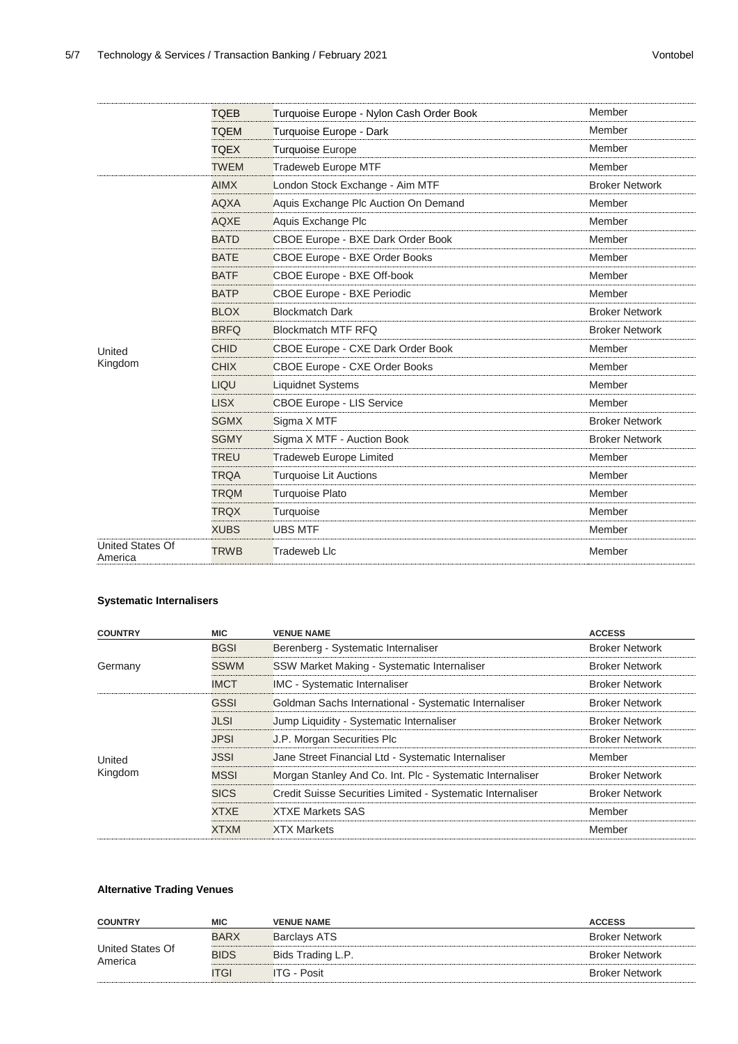| COUNTRY | MIC | VENUE NAME | ACCESS |
|---|---|---|---|
| | TQEB | Turquoise Europe - Nylon Cash Order Book | Member |
| | TQEM | Turquoise Europe - Dark | Member |
| | TQEX | Turquoise Europe | Member |
| | TWEM | Tradeweb Europe MTF | Member |
| United Kingdom | AIMX | London Stock Exchange - Aim MTF | Broker Network |
| | AQXA | Aquis Exchange Plc Auction On Demand | Member |
| | AQXE | Aquis Exchange Plc | Member |
| | BATD | CBOE Europe - BXE Dark Order Book | Member |
| | BATE | CBOE Europe - BXE Order Books | Member |
| | BATF | CBOE Europe - BXE Off-book | Member |
| | BATP | CBOE Europe - BXE Periodic | Member |
| | BLOX | Blockmatch Dark | Broker Network |
| | BRFQ | Blockmatch MTF RFQ | Broker Network |
| | CHID | CBOE Europe - CXE Dark Order Book | Member |
| | CHIX | CBOE Europe - CXE Order Books | Member |
| | LIQU | Liquidnet Systems | Member |
| | LISX | CBOE Europe - LIS Service | Member |
| | SGMX | Sigma X MTF | Broker Network |
| | SGMY | Sigma X MTF - Auction Book | Broker Network |
| | TREU | Tradeweb Europe Limited | Member |
| | TRQA | Turquoise Lit Auctions | Member |
| | TRQM | Turquoise Plato | Member |
| | TRQX | Turquoise | Member |
| | XUBS | UBS MTF | Member |
| United States Of America | TRWB | Tradeweb Llc | Member |

**Systematic Internalisers**

| COUNTRY | MIC | VENUE NAME | ACCESS |
|---|---|---|---|
| Germany | BGSI | Berenberg - Systematic Internaliser | Broker Network |
| | SSWM | SSW Market Making - Systematic Internaliser | Broker Network |
| | IMCT | IMC - Systematic Internaliser | Broker Network |
| United Kingdom | GSSI | Goldman Sachs International - Systematic Internaliser | Broker Network |
| | JLSI | Jump Liquidity - Systematic Internaliser | Broker Network |
| | JPSI | J.P. Morgan Securities Plc | Broker Network |
| | JSSI | Jane Street Financial Ltd - Systematic Internaliser | Member |
| | MSSI | Morgan Stanley And Co. Int. Plc - Systematic Internaliser | Broker Network |
| | SICS | Credit Suisse Securities Limited - Systematic Internaliser | Broker Network |
| | XTXE | XTXE Markets SAS | Member |
| | XTXM | XTX Markets | Member |

**Alternative Trading Venues**

| COUNTRY | MIC | VENUE NAME | ACCESS |
|---|---|---|---|
| United States Of America | BARX | Barclays ATS | Broker Network |
| | BIDS | Bids Trading L.P. | Broker Network |
| | ITGI | ITG - Posit | Broker Network |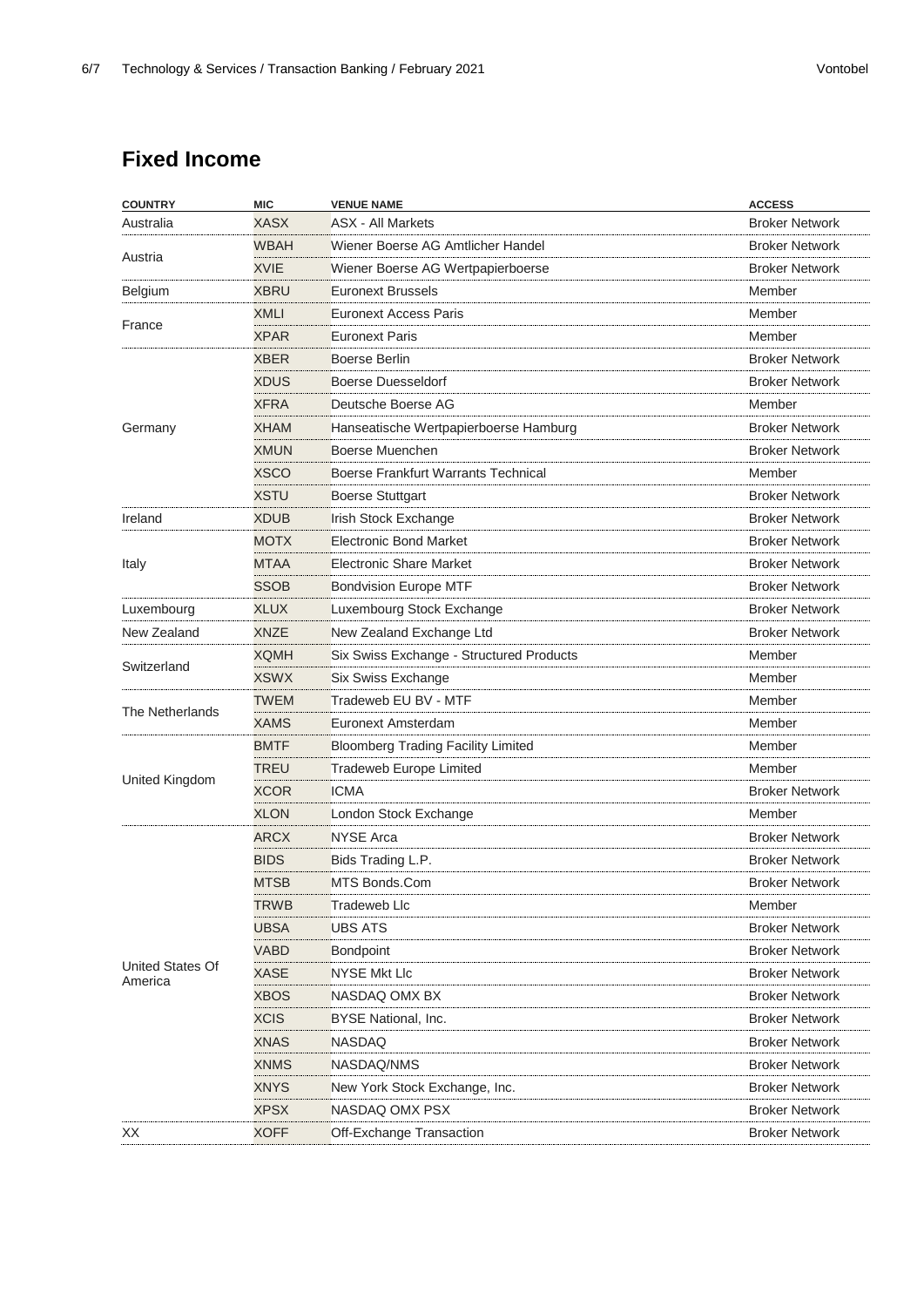## Fixed Income

| COUNTRY | MIC | VENUE NAME | ACCESS |
|---|---|---|---|
| Australia | XASX | ASX - All Markets | Broker Network |
| Austria | WBAH | Wiener Boerse AG Amtlicher Handel | Broker Network |
| | XVIE | Wiener Boerse AG Wertpapierboerse | Broker Network |
| Belgium | XBRU | Euronext Brussels | Member |
| France | XMLI | Euronext Access Paris | Member |
| | XPAR | Euronext Paris | Member |
| Germany | XBER | Boerse Berlin | Broker Network |
| | XDUS | Boerse Duesseldorf | Broker Network |
| | XFRA | Deutsche Boerse AG | Member |
| | XHAM | Hanseatische Wertpapierboerse Hamburg | Broker Network |
| | XMUN | Boerse Muenchen | Broker Network |
| | XSCO | Boerse Frankfurt Warrants Technical | Member |
| | XSTU | Boerse Stuttgart | Broker Network |
| Ireland | XDUB | Irish Stock Exchange | Broker Network |
| Italy | MOTX | Electronic Bond Market | Broker Network |
| | MTAA | Electronic Share Market | Broker Network |
| | SSOB | Bondvision Europe MTF | Broker Network |
| Luxembourg | XLUX | Luxembourg Stock Exchange | Broker Network |
| New Zealand | XNZE | New Zealand Exchange Ltd | Broker Network |
| Switzerland | XQMH | Six Swiss Exchange - Structured Products | Member |
| | XSWX | Six Swiss Exchange | Member |
| The Netherlands | TWEM | Tradeweb EU BV - MTF | Member |
| | XAMS | Euronext Amsterdam | Member |
| United Kingdom | BMTF | Bloomberg Trading Facility Limited | Member |
| | TREU | Tradeweb Europe Limited | Member |
| | XCOR | ICMA | Broker Network |
| | XLON | London Stock Exchange | Member |
| United States Of America | ARCX | NYSE Arca | Broker Network |
| | BIDS | Bids Trading L.P. | Broker Network |
| | MTSB | MTS Bonds.Com | Broker Network |
| | TRWB | Tradeweb Llc | Member |
| | UBSA | UBS ATS | Broker Network |
| | VABD | Bondpoint | Broker Network |
| | XASE | NYSE Mkt Llc | Broker Network |
| | XBOS | NASDAQ OMX BX | Broker Network |
| | XCIS | BYSE National, Inc. | Broker Network |
| | XNAS | NASDAQ | Broker Network |
| | XNMS | NASDAQ/NMS | Broker Network |
| | XNYS | New York Stock Exchange, Inc. | Broker Network |
| | XPSX | NASDAQ OMX PSX | Broker Network |
| XX | XOFF | Off-Exchange Transaction | Broker Network |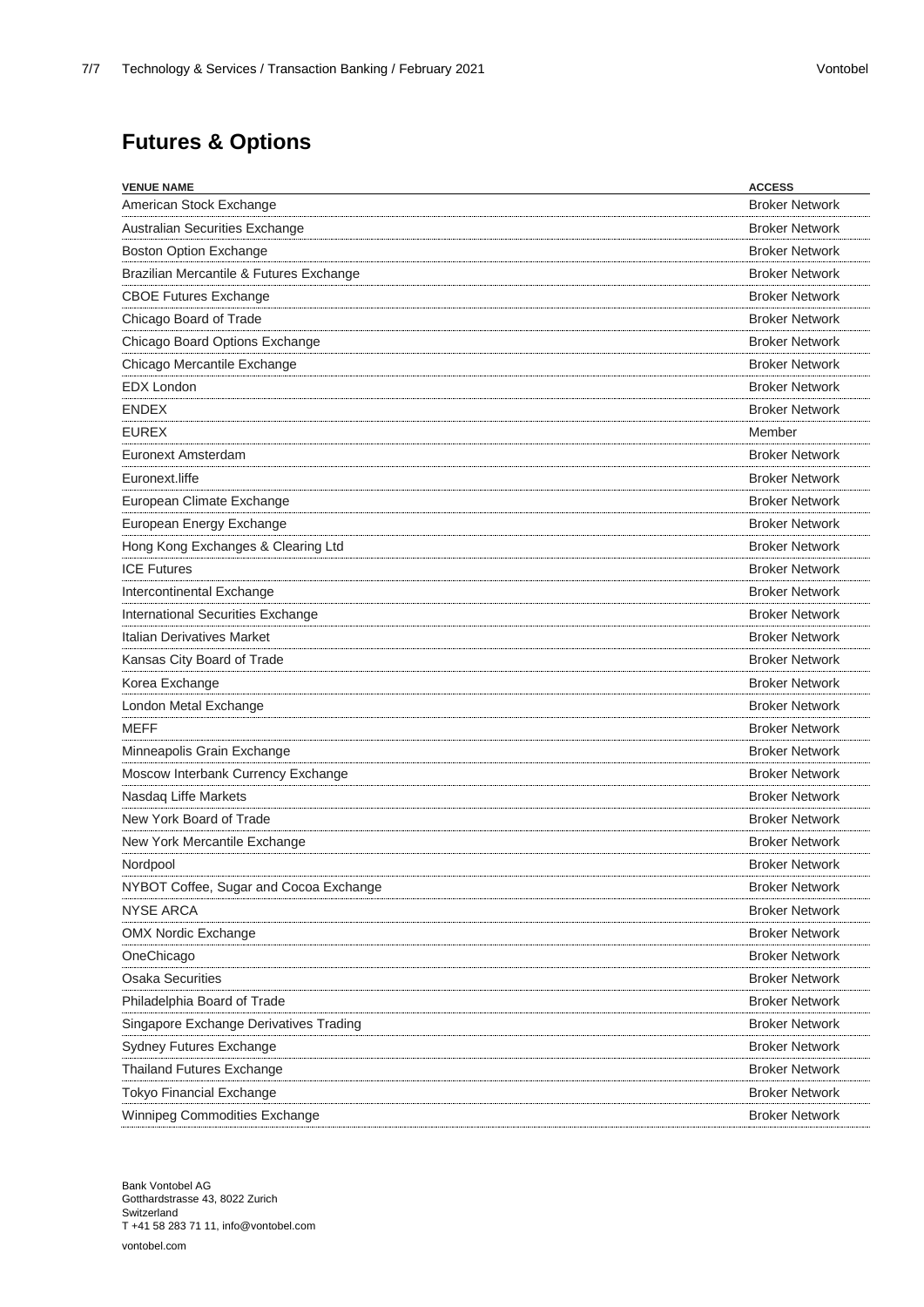## Futures & Options

| VENUE NAME | ACCESS |
|---|---|
| American Stock Exchange | Broker Network |
| Australian Securities Exchange | Broker Network |
| Boston Option Exchange | Broker Network |
| Brazilian Mercantile & Futures Exchange | Broker Network |
| CBOE Futures Exchange | Broker Network |
| Chicago Board of Trade | Broker Network |
| Chicago Board Options Exchange | Broker Network |
| Chicago Mercantile Exchange | Broker Network |
| EDX London | Broker Network |
| ENDEX | Broker Network |
| EUREX | Member |
| Euronext Amsterdam | Broker Network |
| Euronext.liffe | Broker Network |
| European Climate Exchange | Broker Network |
| European Energy Exchange | Broker Network |
| Hong Kong Exchanges & Clearing Ltd | Broker Network |
| ICE Futures | Broker Network |
| Intercontinental Exchange | Broker Network |
| International Securities Exchange | Broker Network |
| Italian Derivatives Market | Broker Network |
| Kansas City Board of Trade | Broker Network |
| Korea Exchange | Broker Network |
| London Metal Exchange | Broker Network |
| MEFF | Broker Network |
| Minneapolis Grain Exchange | Broker Network |
| Moscow Interbank Currency Exchange | Broker Network |
| Nasdaq Liffe Markets | Broker Network |
| New York Board of Trade | Broker Network |
| New York Mercantile Exchange | Broker Network |
| Nordpool | Broker Network |
| NYBOT Coffee, Sugar and Cocoa Exchange | Broker Network |
| NYSE ARCA | Broker Network |
| OMX Nordic Exchange | Broker Network |
| OneChicago | Broker Network |
| Osaka Securities | Broker Network |
| Philadelphia Board of Trade | Broker Network |
| Singapore Exchange Derivatives Trading | Broker Network |
| Sydney Futures Exchange | Broker Network |
| Thailand Futures Exchange | Broker Network |
| Tokyo Financial Exchange | Broker Network |
| Winnipeg Commodities Exchange | Broker Network |

Bank Vontobel AG
Gotthardstrasse 43, 8022 Zurich
Switzerland
T +41 58 283 71 11, info@vontobel.com

vontobel.com